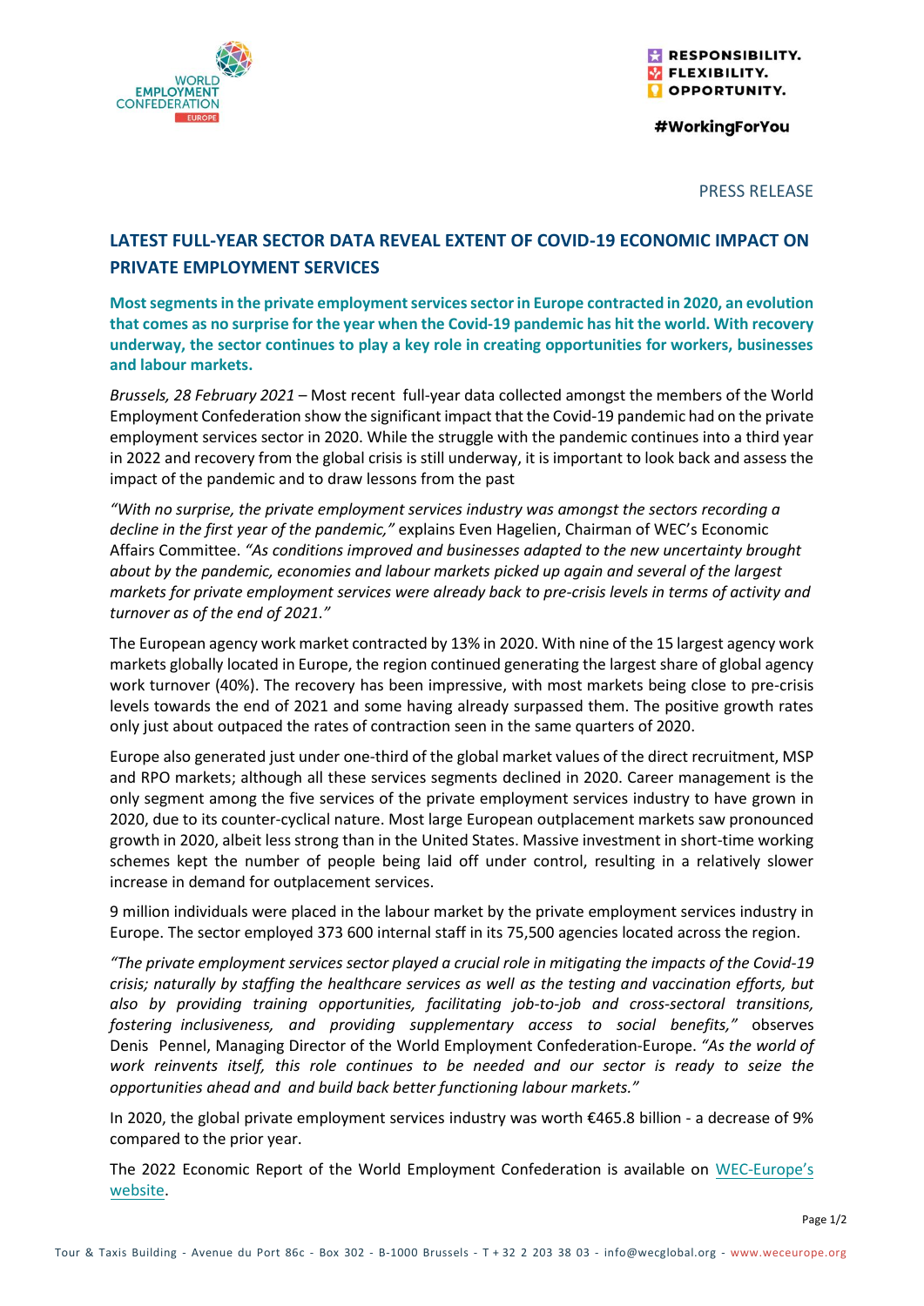RESPONSIBILITY.
FLEXIBILITY.
OPPORTUNITY.

#WorkingForYou

PRESS RELEASE

## LATEST FULL-YEAR SECTOR DATA REVEAL EXTENT OF COVID-19 ECONOMIC IMPACT ON PRIVATE EMPLOYMENT SERVICES

**Most segments in the private employment services sector in Europe contracted in 2020, an evolution that comes as no surprise for the year when the Covid-19 pandemic has hit the world. With recovery underway, the sector continues to play a key role in creating opportunities for workers, businesses and labour markets.**

*Brussels, 28 February 2021* – Most recent full-year data collected amongst the members of the World Employment Confederation show the significant impact that the Covid-19 pandemic had on the private employment services sector in 2020. While the struggle with the pandemic continues into a third year in 2022 and recovery from the global crisis is still underway, it is important to look back and assess the impact of the pandemic and to draw lessons from the past

*"With no surprise, the private employment services industry was amongst the sectors recording a decline in the first year of the pandemic,"* explains Even Hagelien, Chairman of WEC's Economic Affairs Committee. *"As conditions improved and businesses adapted to the new uncertainty brought about by the pandemic, economies and labour markets picked up again and several of the largest markets for private employment services were already back to pre-crisis levels in terms of activity and turnover as of the end of 2021."*

The European agency work market contracted by 13% in 2020. With nine of the 15 largest agency work markets globally located in Europe, the region continued generating the largest share of global agency work turnover (40%). The recovery has been impressive, with most markets being close to pre-crisis levels towards the end of 2021 and some having already surpassed them. The positive growth rates only just about outpaced the rates of contraction seen in the same quarters of 2020.

Europe also generated just under one-third of the global market values of the direct recruitment, MSP and RPO markets; although all these services segments declined in 2020. Career management is the only segment among the five services of the private employment services industry to have grown in 2020, due to its counter-cyclical nature. Most large European outplacement markets saw pronounced growth in 2020, albeit less strong than in the United States. Massive investment in short-time working schemes kept the number of people being laid off under control, resulting in a relatively slower increase in demand for outplacement services.

9 million individuals were placed in the labour market by the private employment services industry in Europe. The sector employed 373 600 internal staff in its 75,500 agencies located across the region.

*"The private employment services sector played a crucial role in mitigating the impacts of the Covid-19 crisis; naturally by staffing the healthcare services as well as the testing and vaccination efforts, but also by providing training opportunities, facilitating job-to-job and cross-sectoral transitions, fostering inclusiveness, and providing supplementary access to social benefits,"* observes Denis Pennel, Managing Director of the World Employment Confederation-Europe. *"As the world of work reinvents itself, this role continues to be needed and our sector is ready to seize the opportunities ahead and and build back better functioning labour markets."*

In 2020, the global private employment services industry was worth €465.8 billion - a decrease of 9% compared to the prior year.

The 2022 Economic Report of the World Employment Confederation is available on [WEC-Europe's website](www.weceurope.org).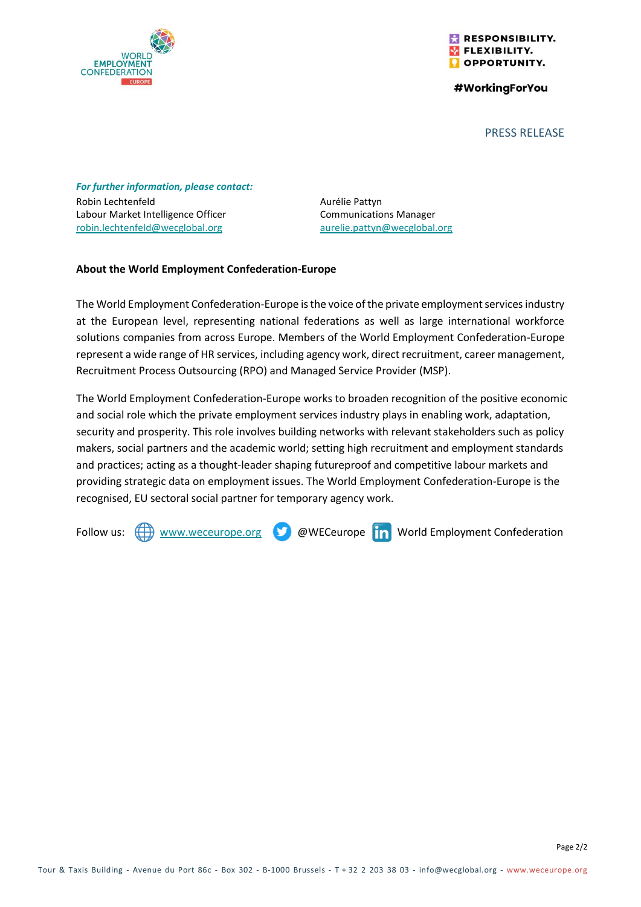PRESS RELEASE

***For further information, please contact:***

Robin Lechtenfeld
Labour Market Intelligence Officer
robin.lechtenfeld@wecglobal.org

Aurélie Pattyn
Communications Manager
aurelie.pattyn@wecglobal.org

**About the World Employment Confederation-Europe**

The World Employment Confederation-Europe is the voice of the private employment services industry at the European level, representing national federations as well as large international workforce solutions companies from across Europe. Members of the World Employment Confederation-Europe represent a wide range of HR services, including agency work, direct recruitment, career management, Recruitment Process Outsourcing (RPO) and Managed Service Provider (MSP).

The World Employment Confederation-Europe works to broaden recognition of the positive economic and social role which the private employment services industry plays in enabling work, adaptation, security and prosperity. This role involves building networks with relevant stakeholders such as policy makers, social partners and the academic world; setting high recruitment and employment standards and practices; acting as a thought-leader shaping futureproof and competitive labour markets and providing strategic data on employment issues. The World Employment Confederation-Europe is the recognised, EU sectoral social partner for temporary agency work.

Follow us: www.weceurope.org @WECeurope World Employment Confederation